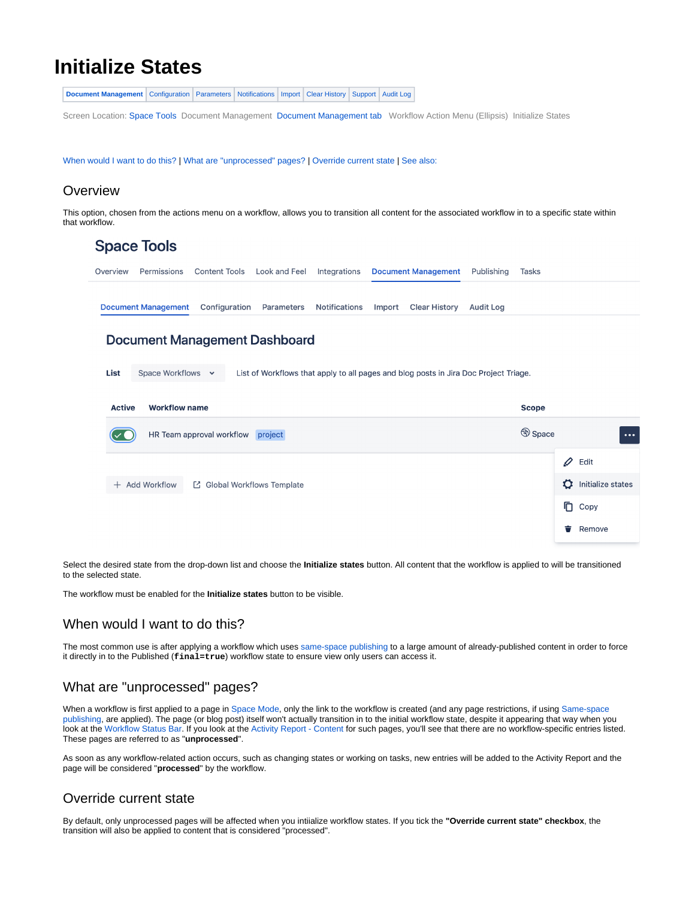# Initialize States

| Document Management | Configuration | Parameters | Notifications | Import | Clear History | Support | Audit Log |
|---|---|---|---|---|---|---|---|

Screen Location: Space Tools  Document Management  Document Management tab  Workflow Action Menu (Ellipsis)  Initialize States

When would I want to do this? | What are "unprocessed" pages? | Override current state | See also:

## Overview

This option, chosen from the actions menu on a workflow, allows you to transition all content for the associated workflow in to a specific state within that workflow.

Select the desired state from the drop-down list and choose the **Initialize states** button. All content that the workflow is applied to will be transitioned to the selected state.

The workflow must be enabled for the **Initialize states** button to be visible.

## When would I want to do this?

The most common use is after applying a workflow which uses same-space publishing to a large amount of already-published content in order to force it directly in to the Published (`final=true`) workflow state to ensure view only users can access it.

## What are "unprocessed" pages?

When a workflow is first applied to a page in Space Mode, only the link to the workflow is created (and any page restrictions, if using Same-space publishing, are applied). The page (or blog post) itself won't actually transition in to the initial workflow state, despite it appearing that way when you look at the Workflow Status Bar. If you look at the Activity Report - Content for such pages, you'll see that there are no workflow-specific entries listed. These pages are referred to as "**unprocessed**".

As soon as any workflow-related action occurs, such as changing states or working on tasks, new entries will be added to the Activity Report and the page will be considered "**processed**" by the workflow.

## Override current state

By default, only unprocessed pages will be affected when you intiialize workflow states. If you tick the **"Override current state" checkbox**, the transition will also be applied to content that is considered "processed".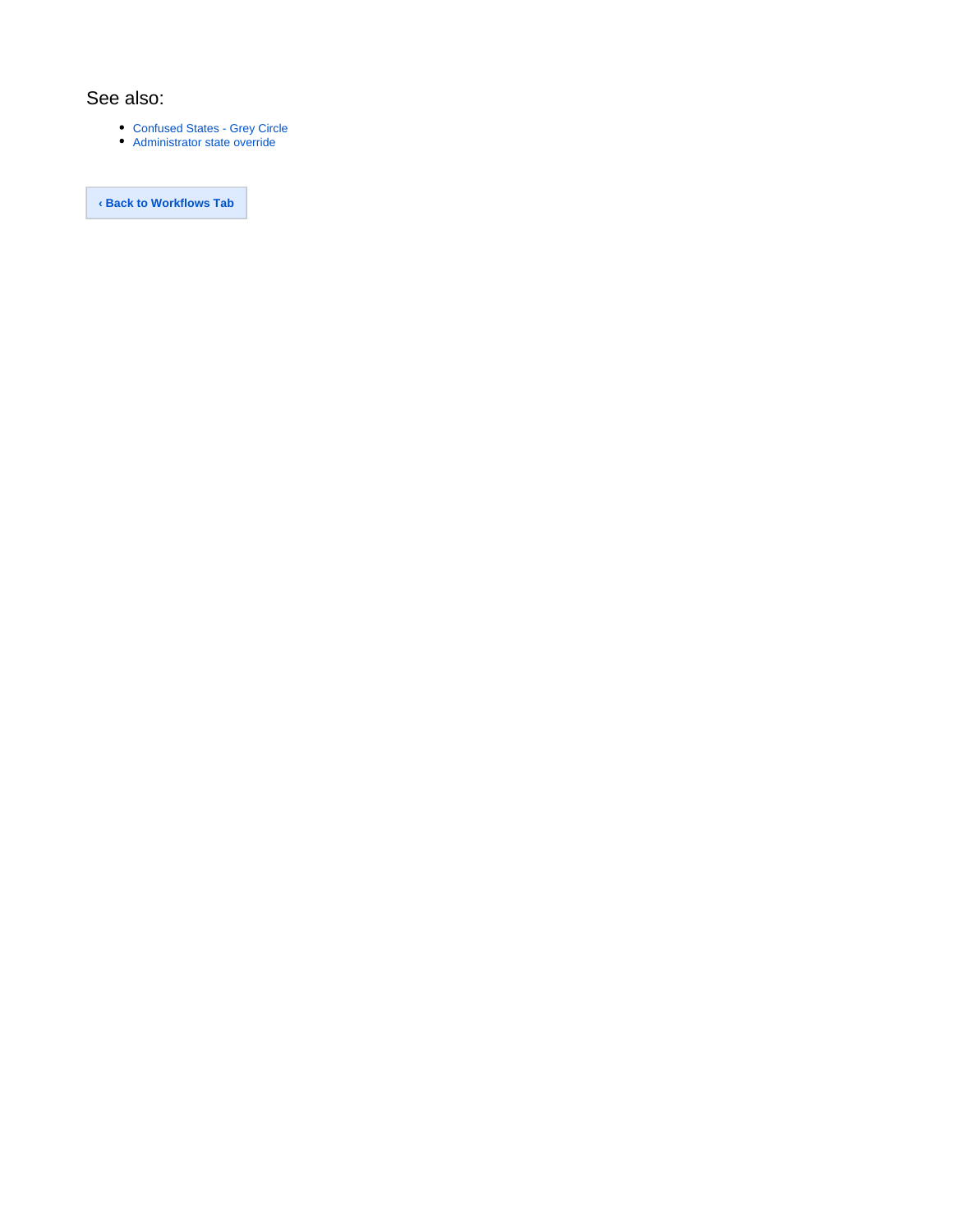## See also:

- Confused States - Grey Circle
- Administrator state override

**‹ Back to Workflows Tab**